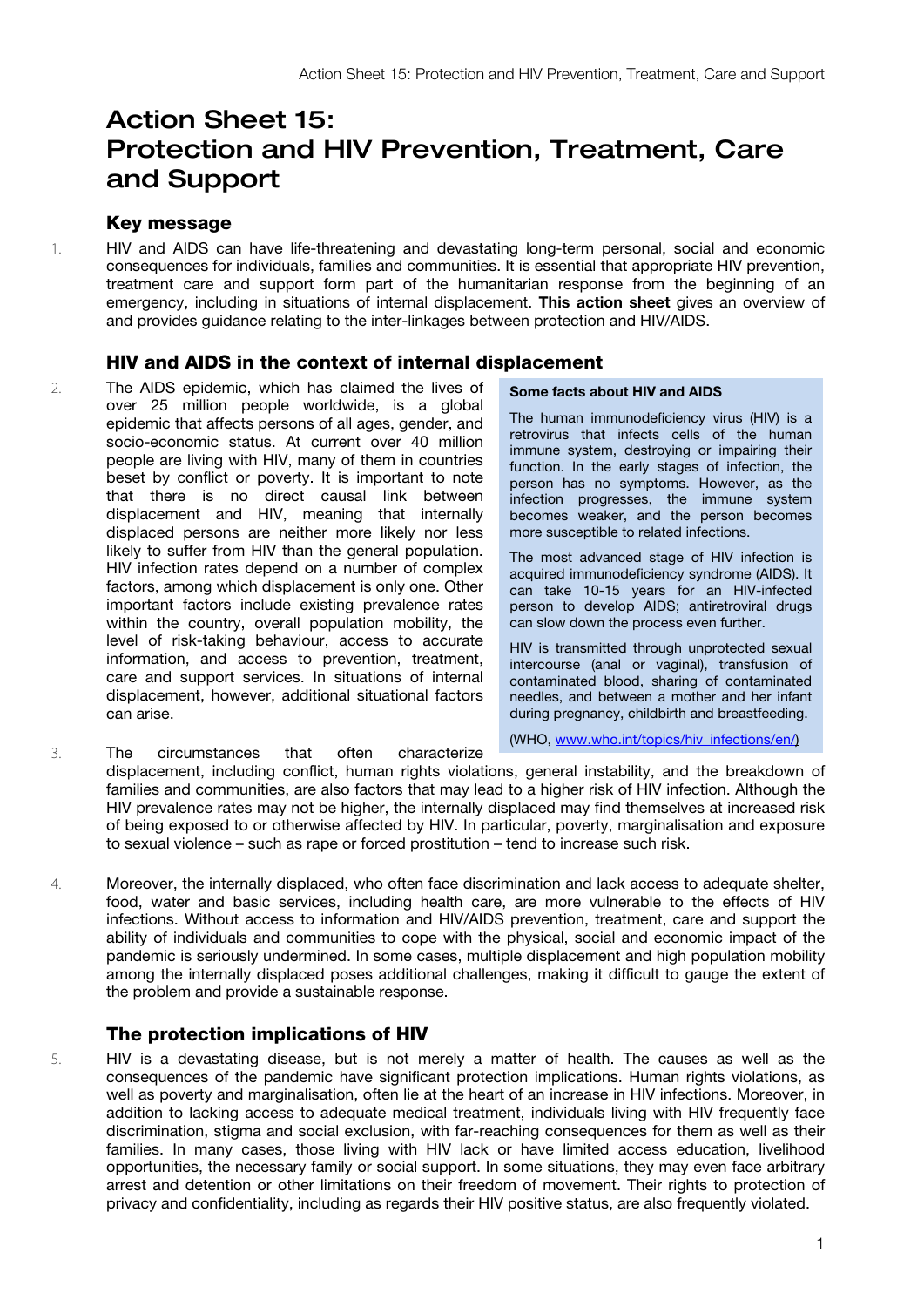# Action Sheet 15: Protection and HIV Prevention, Treatment, Care and Support

## Key message

1. HIV and AIDS can have life-threatening and devastating long-term personal, social and economic consequences for individuals, families and communities. It is essential that appropriate HIV prevention, treatment care and support form part of the humanitarian response from the beginning of an emergency, including in situations of internal displacement. **This action sheet** gives an overview of and provides guidance relating to the inter-linkages between protection and HIV/AIDS.

## HIV and AIDS in the context of internal displacement

2. The AIDS epidemic, which has claimed the lives of over 25 million people worldwide, is a global epidemic that affects persons of all ages, gender, and socio-economic status. At current over 40 million people are living with HIV, many of them in countries beset by conflict or poverty. It is important to note that there is no direct causal link between displacement and HIV, meaning that internally displaced persons are neither more likely nor less likely to suffer from HIV than the general population. HIV infection rates depend on a number of complex factors, among which displacement is only one. Other important factors include existing prevalence rates within the country, overall population mobility, the level of risk-taking behaviour, access to accurate information, and access to prevention, treatment, care and support services. In situations of internal displacement, however, additional situational factors can arise.

> **Some facts about HIV and AIDS**
>
> The human immunodeficiency virus (HIV) is a retrovirus that infects cells of the human immune system, destroying or impairing their function. In the early stages of infection, the person has no symptoms. However, as the infection progresses, the immune system becomes weaker, and the person becomes more susceptible to related infections.
>
> The most advanced stage of HIV infection is acquired immunodeficiency syndrome (AIDS). It can take 10-15 years for an HIV-infected person to develop AIDS; antiretroviral drugs can slow down the process even further.
>
> HIV is transmitted through unprotected sexual intercourse (anal or vaginal), transfusion of contaminated blood, sharing of contaminated needles, and between a mother and her infant during pregnancy, childbirth and breastfeeding.
>
> (WHO, www.who.int/topics/hiv_infections/en/)

3. The circumstances that often characterize displacement, including conflict, human rights violations, general instability, and the breakdown of families and communities, are also factors that may lead to a higher risk of HIV infection. Although the HIV prevalence rates may not be higher, the internally displaced may find themselves at increased risk of being exposed to or otherwise affected by HIV. In particular, poverty, marginalisation and exposure to sexual violence – such as rape or forced prostitution – tend to increase such risk.

4. Moreover, the internally displaced, who often face discrimination and lack access to adequate shelter, food, water and basic services, including health care, are more vulnerable to the effects of HIV infections. Without access to information and HIV/AIDS prevention, treatment, care and support the ability of individuals and communities to cope with the physical, social and economic impact of the pandemic is seriously undermined. In some cases, multiple displacement and high population mobility among the internally displaced poses additional challenges, making it difficult to gauge the extent of the problem and provide a sustainable response.

## The protection implications of HIV

5. HIV is a devastating disease, but is not merely a matter of health. The causes as well as the consequences of the pandemic have significant protection implications. Human rights violations, as well as poverty and marginalisation, often lie at the heart of an increase in HIV infections. Moreover, in addition to lacking access to adequate medical treatment, individuals living with HIV frequently face discrimination, stigma and social exclusion, with far-reaching consequences for them as well as their families. In many cases, those living with HIV lack or have limited access education, livelihood opportunities, the necessary family or social support. In some situations, they may even face arbitrary arrest and detention or other limitations on their freedom of movement. Their rights to protection of privacy and confidentiality, including as regards their HIV positive status, are also frequently violated.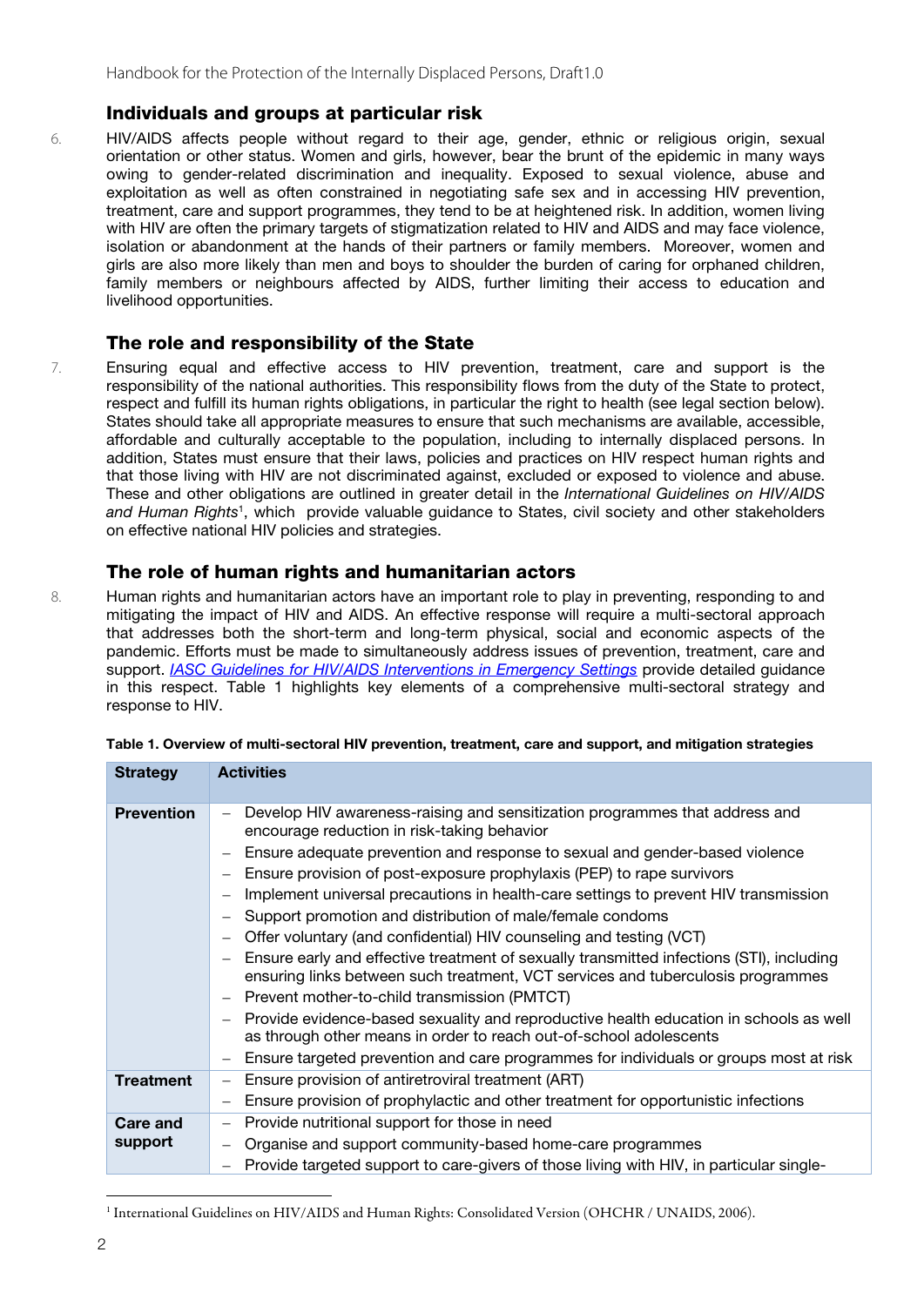## Individuals and groups at particular risk

6. HIV/AIDS affects people without regard to their age, gender, ethnic or religious origin, sexual orientation or other status. Women and girls, however, bear the brunt of the epidemic in many ways owing to gender-related discrimination and inequality. Exposed to sexual violence, abuse and exploitation as well as often constrained in negotiating safe sex and in accessing HIV prevention, treatment, care and support programmes, they tend to be at heightened risk. In addition, women living with HIV are often the primary targets of stigmatization related to HIV and AIDS and may face violence, isolation or abandonment at the hands of their partners or family members. Moreover, women and girls are also more likely than men and boys to shoulder the burden of caring for orphaned children, family members or neighbours affected by AIDS, further limiting their access to education and livelihood opportunities.

## The role and responsibility of the State

7. Ensuring equal and effective access to HIV prevention, treatment, care and support is the responsibility of the national authorities. This responsibility flows from the duty of the State to protect, respect and fulfill its human rights obligations, in particular the right to health (see legal section below). States should take all appropriate measures to ensure that such mechanisms are available, accessible, affordable and culturally acceptable to the population, including to internally displaced persons. In addition, States must ensure that their laws, policies and practices on HIV respect human rights and that those living with HIV are not discriminated against, excluded or exposed to violence and abuse. These and other obligations are outlined in greater detail in the *International Guidelines on HIV/AIDS and Human Rights*[1], which provide valuable guidance to States, civil society and other stakeholders on effective national HIV policies and strategies.

## The role of human rights and humanitarian actors

8. Human rights and humanitarian actors have an important role to play in preventing, responding to and mitigating the impact of HIV and AIDS. An effective response will require a multi-sectoral approach that addresses both the short-term and long-term physical, social and economic aspects of the pandemic. Efforts must be made to simultaneously address issues of prevention, treatment, care and support. *IASC Guidelines for HIV/AIDS Interventions in Emergency Settings* provide detailed guidance in this respect. Table 1 highlights key elements of a comprehensive multi-sectoral strategy and response to HIV.

**Table 1. Overview of multi-sectoral HIV prevention, treatment, care and support, and mitigation strategies**

| Strategy | Activities |
|---|---|
| **Prevention** | – Develop HIV awareness-raising and sensitization programmes that address and encourage reduction in risk-taking behavior<br>– Ensure adequate prevention and response to sexual and gender-based violence<br>– Ensure provision of post-exposure prophylaxis (PEP) to rape survivors<br>– Implement universal precautions in health-care settings to prevent HIV transmission<br>– Support promotion and distribution of male/female condoms<br>– Offer voluntary (and confidential) HIV counseling and testing (VCT)<br>– Ensure early and effective treatment of sexually transmitted infections (STI), including ensuring links between such treatment, VCT services and tuberculosis programmes<br>– Prevent mother-to-child transmission (PMTCT)<br>– Provide evidence-based sexuality and reproductive health education in schools as well as through other means in order to reach out-of-school adolescents<br>– Ensure targeted prevention and care programmes for individuals or groups most at risk |
| **Treatment** | – Ensure provision of antiretroviral treatment (ART)<br>– Ensure provision of prophylactic and other treatment for opportunistic infections |
| **Care and support** | – Provide nutritional support for those in need<br>– Organise and support community-based home-care programmes<br>– Provide targeted support to care-givers of those living with HIV, in particular single- |

[1] International Guidelines on HIV/AIDS and Human Rights: Consolidated Version (OHCHR / UNAIDS, 2006).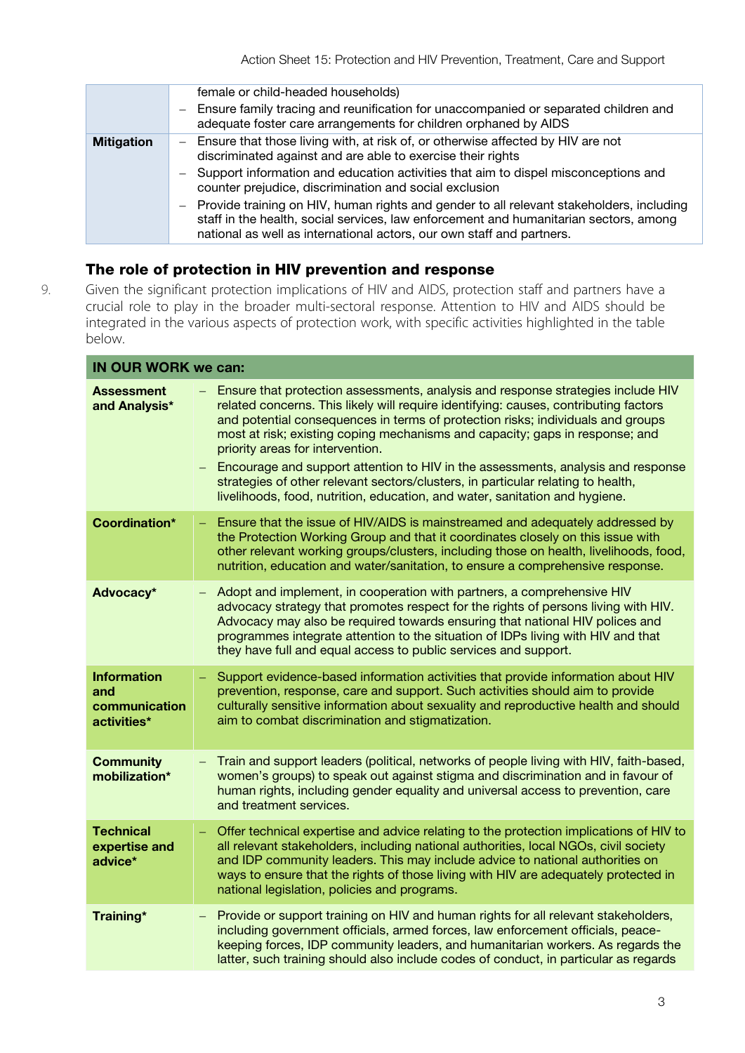| | |
|---|---|
| | female or child-headed households)<br>– Ensure family tracing and reunification for unaccompanied or separated children and adequate foster care arrangements for children orphaned by AIDS |
| **Mitigation** | – Ensure that those living with, at risk of, or otherwise affected by HIV are not discriminated against and are able to exercise their rights<br>– Support information and education activities that aim to dispel misconceptions and counter prejudice, discrimination and social exclusion<br>– Provide training on HIV, human rights and gender to all relevant stakeholders, including staff in the health, social services, law enforcement and humanitarian sectors, among national as well as international actors, our own staff and partners. |

## The role of protection in HIV prevention and response

9. Given the significant protection implications of HIV and AIDS, protection staff and partners have a crucial role to play in the broader multi-sectoral response. Attention to HIV and AIDS should be integrated in the various aspects of protection work, with specific activities highlighted in the table below.

| IN OUR WORK we can: | |
|---|---|
| **Assessment and Analysis*** | – Ensure that protection assessments, analysis and response strategies include HIV related concerns. This likely will require identifying: causes, contributing factors and potential consequences in terms of protection risks; individuals and groups most at risk; existing coping mechanisms and capacity; gaps in response; and priority areas for intervention.<br>– Encourage and support attention to HIV in the assessments, analysis and response strategies of other relevant sectors/clusters, in particular relating to health, livelihoods, food, nutrition, education, and water, sanitation and hygiene. |
| **Coordination*** | – Ensure that the issue of HIV/AIDS is mainstreamed and adequately addressed by the Protection Working Group and that it coordinates closely on this issue with other relevant working groups/clusters, including those on health, livelihoods, food, nutrition, education and water/sanitation, to ensure a comprehensive response. |
| **Advocacy*** | – Adopt and implement, in cooperation with partners, a comprehensive HIV advocacy strategy that promotes respect for the rights of persons living with HIV. Advocacy may also be required towards ensuring that national HIV polices and programmes integrate attention to the situation of IDPs living with HIV and that they have full and equal access to public services and support. |
| **Information and communication activities*** | – Support evidence-based information activities that provide information about HIV prevention, response, care and support. Such activities should aim to provide culturally sensitive information about sexuality and reproductive health and should aim to combat discrimination and stigmatization. |
| **Community mobilization*** | – Train and support leaders (political, networks of people living with HIV, faith-based, women's groups) to speak out against stigma and discrimination and in favour of human rights, including gender equality and universal access to prevention, care and treatment services. |
| **Technical expertise and advice*** | – Offer technical expertise and advice relating to the protection implications of HIV to all relevant stakeholders, including national authorities, local NGOs, civil society and IDP community leaders. This may include advice to national authorities on ways to ensure that the rights of those living with HIV are adequately protected in national legislation, policies and programs. |
| **Training*** | – Provide or support training on HIV and human rights for all relevant stakeholders, including government officials, armed forces, law enforcement officials, peace-keeping forces, IDP community leaders, and humanitarian workers. As regards the latter, such training should also include codes of conduct, in particular as regards |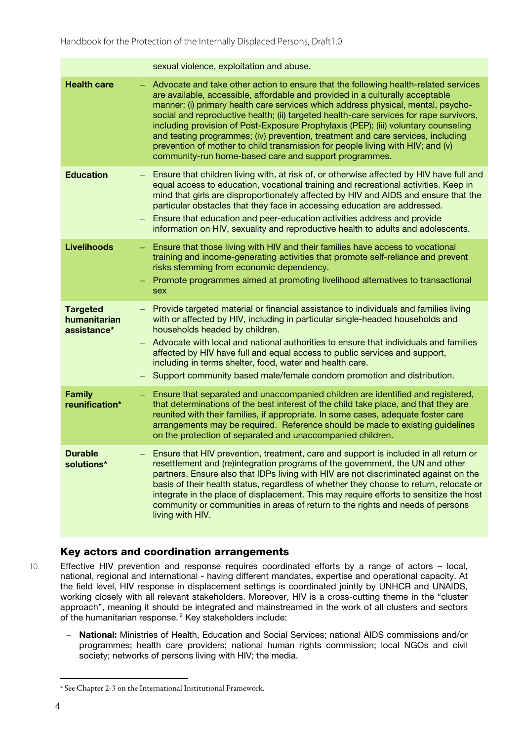| | |
|---|---|
| | sexual violence, exploitation and abuse. |
| **Health care** | – Advocate and take other action to ensure that the following health-related services are available, accessible, affordable and provided in a culturally acceptable manner: (i) primary health care services which address physical, mental, psycho-social and reproductive health; (ii) targeted health-care services for rape survivors, including provision of Post-Exposure Prophylaxis (PEP); (iii) voluntary counseling and testing programmes; (iv) prevention, treatment and care services, including prevention of mother to child transmission for people living with HIV; and (v) community-run home-based care and support programmes. |
| **Education** | – Ensure that children living with, at risk of, or otherwise affected by HIV have full and equal access to education, vocational training and recreational activities. Keep in mind that girls are disproportionately affected by HIV and AIDS and ensure that the particular obstacles that they face in accessing education are addressed.<br>– Ensure that education and peer-education activities address and provide information on HIV, sexuality and reproductive health to adults and adolescents. |
| **Livelihoods** | – Ensure that those living with HIV and their families have access to vocational training and income-generating activities that promote self-reliance and prevent risks stemming from economic dependency.<br>– Promote programmes aimed at promoting livelihood alternatives to transactional sex |
| **Targeted humanitarian assistance*** | – Provide targeted material or financial assistance to individuals and families living with or affected by HIV, including in particular single-headed households and households headed by children.<br>– Advocate with local and national authorities to ensure that individuals and families affected by HIV have full and equal access to public services and support, including in terms shelter, food, water and health care.<br>– Support community based male/female condom promotion and distribution. |
| **Family reunification*** | – Ensure that separated and unaccompanied children are identified and registered, that determinations of the best interest of the child take place, and that they are reunited with their families, if appropriate. In some cases, adequate foster care arrangements may be required. Reference should be made to existing guidelines on the protection of separated and unaccompanied children. |
| **Durable solutions*** | – Ensure that HIV prevention, treatment, care and support is included in all return or resettlement and (re)integration programs of the government, the UN and other partners. Ensure also that IDPs living with HIV are not discriminated against on the basis of their health status, regardless of whether they choose to return, relocate or integrate in the place of displacement. This may require efforts to sensitize the host community or communities in areas of return to the rights and needs of persons living with HIV. |

## Key actors and coordination arrangements

10. Effective HIV prevention and response requires coordinated efforts by a range of actors – local, national, regional and international - having different mandates, expertise and operational capacity. At the field level, HIV response in displacement settings is coordinated jointly by UNHCR and UNAIDS, working closely with all relevant stakeholders. Moreover, HIV is a cross-cutting theme in the "cluster approach", meaning it should be integrated and mainstreamed in the work of all clusters and sectors of the humanitarian response.[2] Key stakeholders include:

- **National:** Ministries of Health, Education and Social Services; national AIDS commissions and/or programmes; health care providers; national human rights commission; local NGOs and civil society; networks of persons living with HIV; the media.

[2] See Chapter 2-3 on the International Institutional Framework.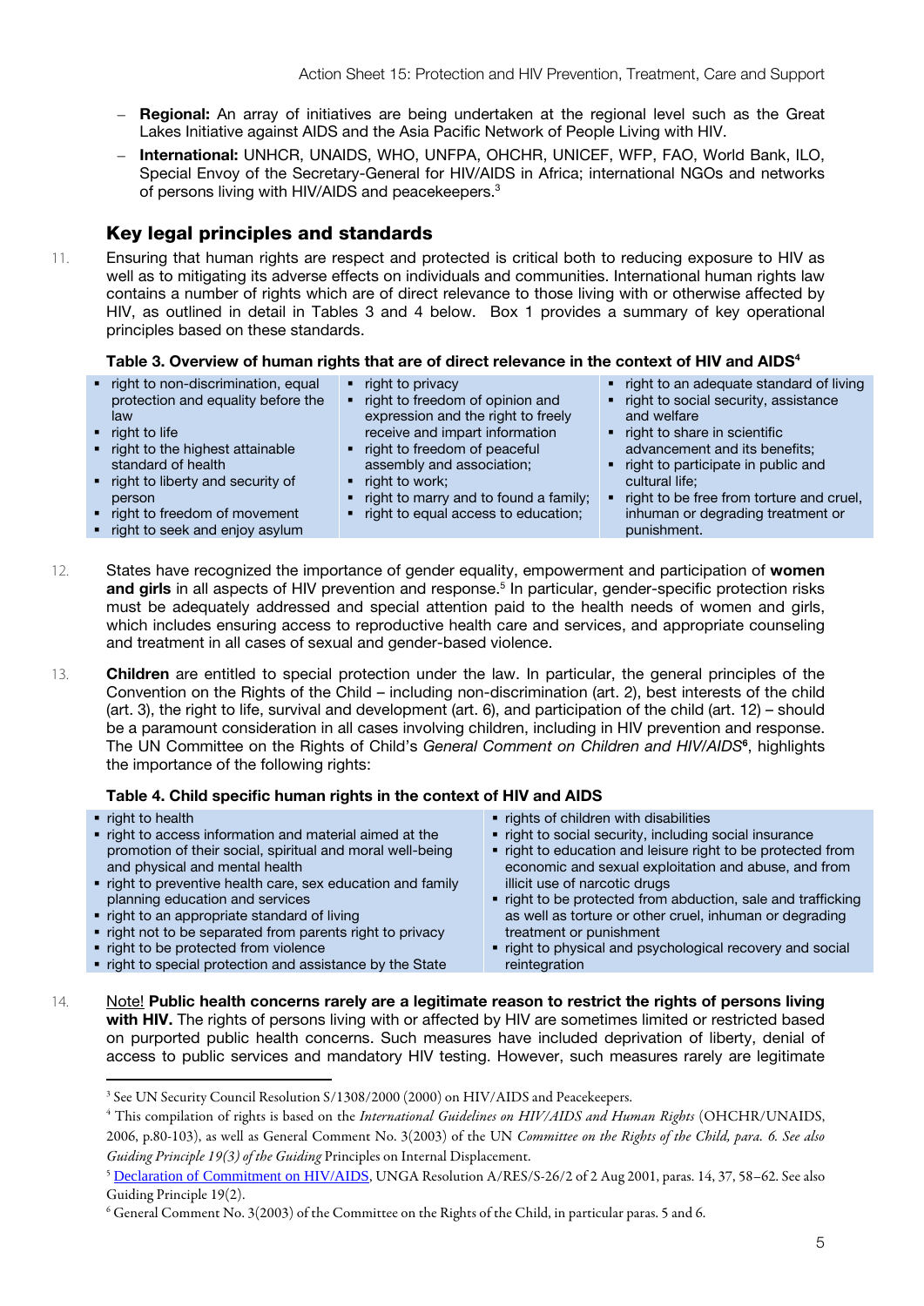- **Regional:** An array of initiatives are being undertaken at the regional level such as the Great Lakes Initiative against AIDS and the Asia Pacific Network of People Living with HIV.
- **International:** UNHCR, UNAIDS, WHO, UNFPA, OHCHR, UNICEF, WFP, FAO, World Bank, ILO, Special Envoy of the Secretary-General for HIV/AIDS in Africa; international NGOs and networks of persons living with HIV/AIDS and peacekeepers.[3]

## Key legal principles and standards

11. Ensuring that human rights are respect and protected is critical both to reducing exposure to HIV as well as to mitigating its adverse effects on individuals and communities. International human rights law contains a number of rights which are of direct relevance to those living with or otherwise affected by HIV, as outlined in detail in Tables 3 and 4 below. Box 1 provides a summary of key operational principles based on these standards.

**Table 3. Overview of human rights that are of direct relevance in the context of HIV and AIDS[4]**

| | | |
|---|---|---|
| ▪ right to non-discrimination, equal protection and equality before the law<br>▪ right to life<br>▪ right to the highest attainable standard of health<br>▪ right to liberty and security of person<br>▪ right to freedom of movement<br>▪ right to seek and enjoy asylum | ▪ right to privacy<br>▪ right to freedom of opinion and expression and the right to freely receive and impart information<br>▪ right to freedom of peaceful assembly and association;<br>▪ right to work;<br>▪ right to marry and to found a family;<br>▪ right to equal access to education; | ▪ right to an adequate standard of living<br>▪ right to social security, assistance and welfare<br>▪ right to share in scientific advancement and its benefits;<br>▪ right to participate in public and cultural life;<br>▪ right to be free from torture and cruel, inhuman or degrading treatment or punishment. |

12. States have recognized the importance of gender equality, empowerment and participation of **women and girls** in all aspects of HIV prevention and response.[5] In particular, gender-specific protection risks must be adequately addressed and special attention paid to the health needs of women and girls, which includes ensuring access to reproductive health care and services, and appropriate counseling and treatment in all cases of sexual and gender-based violence.

13. **Children** are entitled to special protection under the law. In particular, the general principles of the Convention on the Rights of the Child – including non-discrimination (art. 2), best interests of the child (art. 3), the right to life, survival and development (art. 6), and participation of the child (art. 12) – should be a paramount consideration in all cases involving children, including in HIV prevention and response. The UN Committee on the Rights of Child's *General Comment on Children and HIV/AIDS*[6], highlights the importance of the following rights:

**Table 4. Child specific human rights in the context of HIV and AIDS**

| | |
|---|---|
| ▪ right to health<br>▪ right to access information and material aimed at the promotion of their social, spiritual and moral well-being and physical and mental health<br>▪ right to preventive health care, sex education and family planning education and services<br>▪ right to an appropriate standard of living<br>▪ right not to be separated from parents right to privacy<br>▪ right to be protected from violence<br>▪ right to special protection and assistance by the State | ▪ rights of children with disabilities<br>▪ right to social security, including social insurance<br>▪ right to education and leisure right to be protected from economic and sexual exploitation and abuse, and from illicit use of narcotic drugs<br>▪ right to be protected from abduction, sale and trafficking as well as torture or other cruel, inhuman or degrading treatment or punishment<br>▪ right to physical and psychological recovery and social reintegration |

14. Note! **Public health concerns rarely are a legitimate reason to restrict the rights of persons living with HIV.** The rights of persons living with or affected by HIV are sometimes limited or restricted based on purported public health concerns. Such measures have included deprivation of liberty, denial of access to public services and mandatory HIV testing. However, such measures rarely are legitimate

---

[3] See UN Security Council Resolution S/1308/2000 (2000) on HIV/AIDS and Peacekeepers.

[4] This compilation of rights is based on the *International Guidelines on HIV/AIDS and Human Rights* (OHCHR/UNAIDS, 2006, p.80-103), as well as General Comment No. 3(2003) of the UN *Committee on the Rights of the Child, para. 6. See also Guiding Principle 19(3) of the Guiding* Principles on Internal Displacement.

[5] Declaration of Commitment on HIV/AIDS, UNGA Resolution A/RES/S-26/2 of 2 Aug 2001, paras. 14, 37, 58–62. See also Guiding Principle 19(2).

[6] General Comment No. 3(2003) of the Committee on the Rights of the Child, in particular paras. 5 and 6.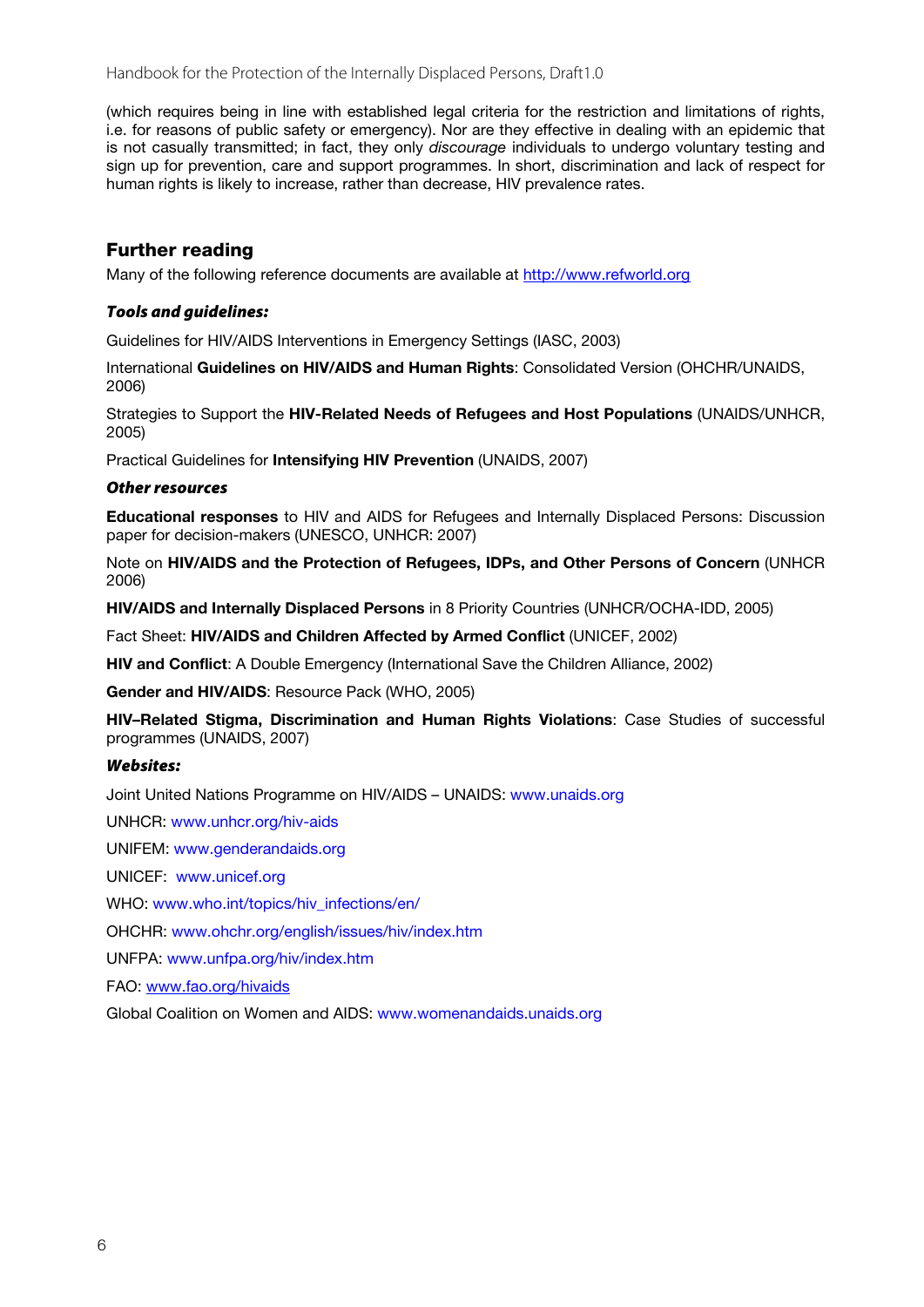(which requires being in line with established legal criteria for the restriction and limitations of rights, i.e. for reasons of public safety or emergency). Nor are they effective in dealing with an epidemic that is not casually transmitted; in fact, they only *discourage* individuals to undergo voluntary testing and sign up for prevention, care and support programmes. In short, discrimination and lack of respect for human rights is likely to increase, rather than decrease, HIV prevalence rates.

## Further reading

Many of the following reference documents are available at http://www.refworld.org

***Tools and guidelines:***

Guidelines for HIV/AIDS Interventions in Emergency Settings (IASC, 2003)

International **Guidelines on HIV/AIDS and Human Rights**: Consolidated Version (OHCHR/UNAIDS, 2006)

Strategies to Support the **HIV-Related Needs of Refugees and Host Populations** (UNAIDS/UNHCR, 2005)

Practical Guidelines for **Intensifying HIV Prevention** (UNAIDS, 2007)

***Other resources***

**Educational responses** to HIV and AIDS for Refugees and Internally Displaced Persons: Discussion paper for decision-makers (UNESCO, UNHCR: 2007)

Note on **HIV/AIDS and the Protection of Refugees, IDPs, and Other Persons of Concern** (UNHCR 2006)

**HIV/AIDS and Internally Displaced Persons** in 8 Priority Countries (UNHCR/OCHA-IDD, 2005)

Fact Sheet: **HIV/AIDS and Children Affected by Armed Conflict** (UNICEF, 2002)

**HIV and Conflict**: A Double Emergency (International Save the Children Alliance, 2002)

**Gender and HIV/AIDS**: Resource Pack (WHO, 2005)

**HIV–Related Stigma, Discrimination and Human Rights Violations**: Case Studies of successful programmes (UNAIDS, 2007)

***Websites:***

Joint United Nations Programme on HIV/AIDS – UNAIDS: www.unaids.org

UNHCR: www.unhcr.org/hiv-aids

UNIFEM: www.genderandaids.org

UNICEF: www.unicef.org

WHO: www.who.int/topics/hiv_infections/en/

OHCHR: www.ohchr.org/english/issues/hiv/index.htm

UNFPA: www.unfpa.org/hiv/index.htm

FAO: www.fao.org/hivaids

Global Coalition on Women and AIDS: www.womenandaids.unaids.org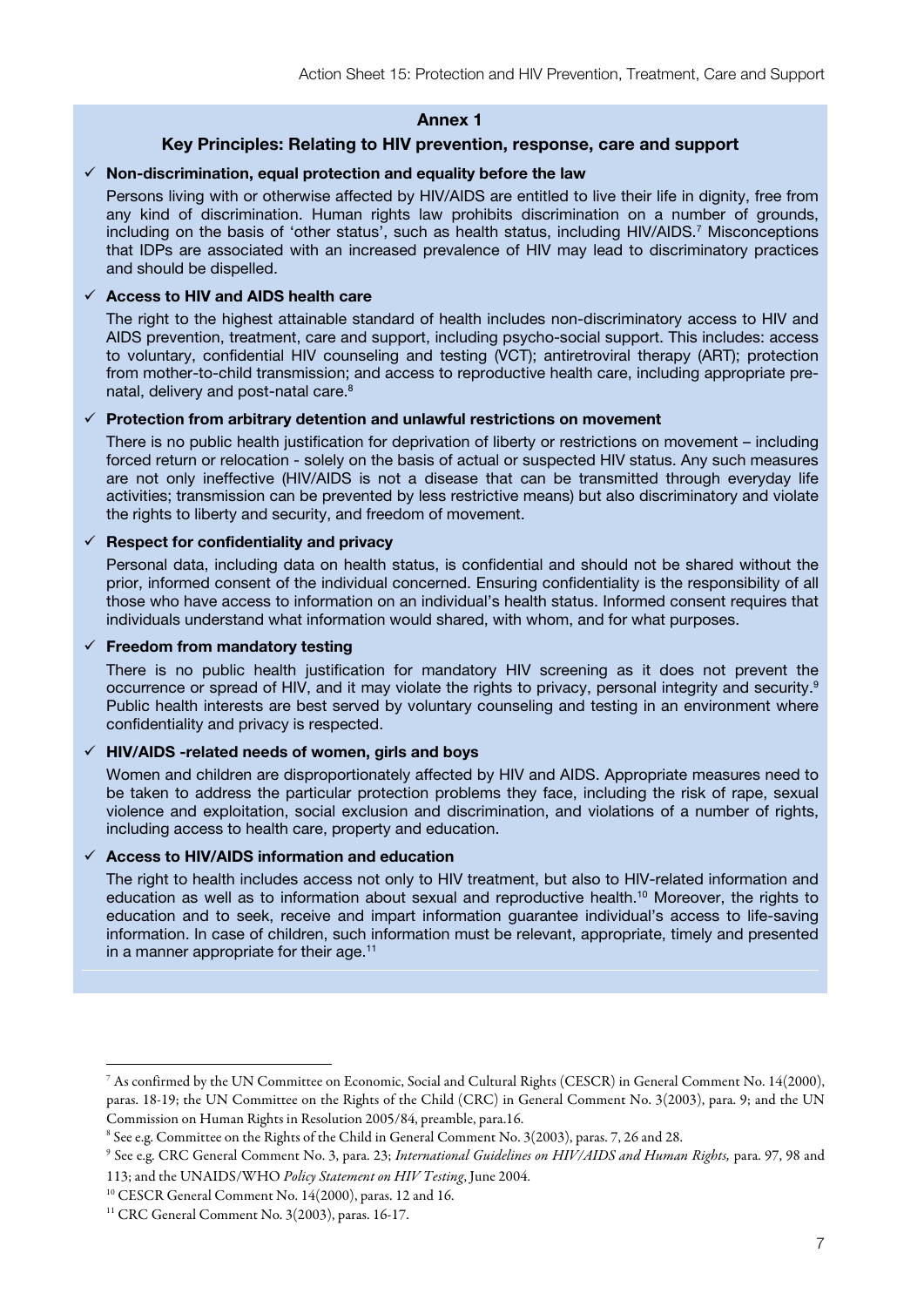## Annex 1

### Key Principles: Relating to HIV prevention, response, care and support

✓ **Non-discrimination, equal protection and equality before the law**

Persons living with or otherwise affected by HIV/AIDS are entitled to live their life in dignity, free from any kind of discrimination. Human rights law prohibits discrimination on a number of grounds, including on the basis of 'other status', such as health status, including HIV/AIDS.[7] Misconceptions that IDPs are associated with an increased prevalence of HIV may lead to discriminatory practices and should be dispelled.

✓ **Access to HIV and AIDS health care**

The right to the highest attainable standard of health includes non-discriminatory access to HIV and AIDS prevention, treatment, care and support, including psycho-social support. This includes: access to voluntary, confidential HIV counseling and testing (VCT); antiretroviral therapy (ART); protection from mother-to-child transmission; and access to reproductive health care, including appropriate pre-natal, delivery and post-natal care.[8]

✓ **Protection from arbitrary detention and unlawful restrictions on movement**

There is no public health justification for deprivation of liberty or restrictions on movement – including forced return or relocation - solely on the basis of actual or suspected HIV status. Any such measures are not only ineffective (HIV/AIDS is not a disease that can be transmitted through everyday life activities; transmission can be prevented by less restrictive means) but also discriminatory and violate the rights to liberty and security, and freedom of movement.

✓ **Respect for confidentiality and privacy**

Personal data, including data on health status, is confidential and should not be shared without the prior, informed consent of the individual concerned. Ensuring confidentiality is the responsibility of all those who have access to information on an individual's health status. Informed consent requires that individuals understand what information would shared, with whom, and for what purposes.

✓ **Freedom from mandatory testing**

There is no public health justification for mandatory HIV screening as it does not prevent the occurrence or spread of HIV, and it may violate the rights to privacy, personal integrity and security.[9] Public health interests are best served by voluntary counseling and testing in an environment where confidentiality and privacy is respected.

✓ **HIV/AIDS -related needs of women, girls and boys**

Women and children are disproportionately affected by HIV and AIDS. Appropriate measures need to be taken to address the particular protection problems they face, including the risk of rape, sexual violence and exploitation, social exclusion and discrimination, and violations of a number of rights, including access to health care, property and education.

✓ **Access to HIV/AIDS information and education**

The right to health includes access not only to HIV treatment, but also to HIV-related information and education as well as to information about sexual and reproductive health.[10] Moreover, the rights to education and to seek, receive and impart information guarantee individual's access to life-saving information. In case of children, such information must be relevant, appropriate, timely and presented in a manner appropriate for their age.[11]

---

[7] As confirmed by the UN Committee on Economic, Social and Cultural Rights (CESCR) in General Comment No. 14(2000), paras. 18-19; the UN Committee on the Rights of the Child (CRC) in General Comment No. 3(2003), para. 9; and the UN Commission on Human Rights in Resolution 2005/84, preamble, para.16.

[8] See e.g. Committee on the Rights of the Child in General Comment No. 3(2003), paras. 7, 26 and 28.

[9] See e.g. CRC General Comment No. 3, para. 23; *International Guidelines on HIV/AIDS and Human Rights,* para. 97, 98 and 113; and the UNAIDS/WHO *Policy Statement on HIV Testing*, June 2004.

[10] CESCR General Comment No. 14(2000), paras. 12 and 16.

[11] CRC General Comment No. 3(2003), paras. 16-17.